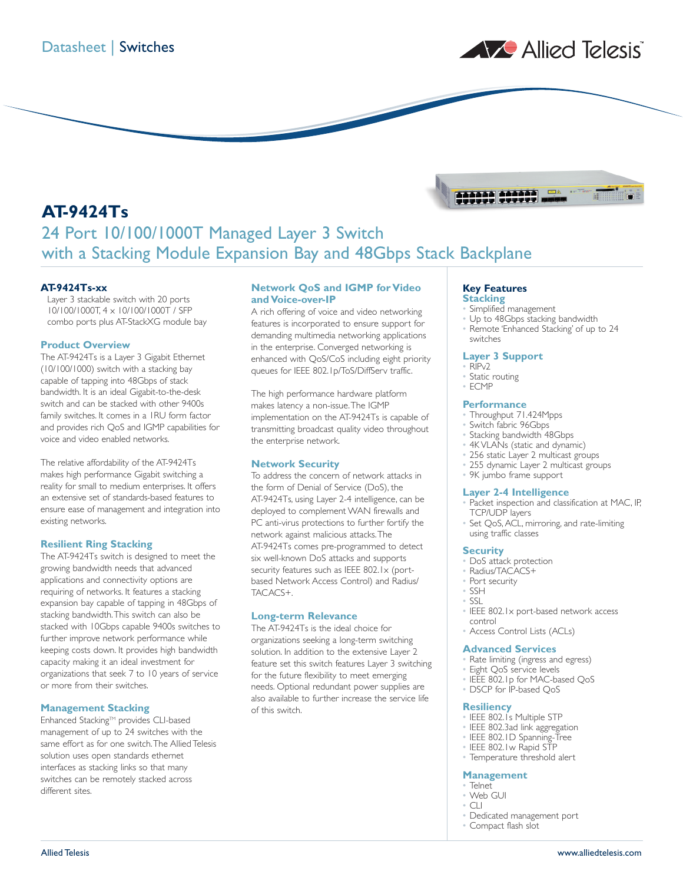Datasheet | Switches

# AT-9424Ts

## 24 Port 10/100/1000T Managed Layer 3 Switch with a Stacking Module Expansion Bay and 48Gbps Stack Backplane

**AT-9424Ts-xx**

Layer 3 stackable switch with 20 ports 10/100/1000T, 4 × 10/100/1000T / SFP combo ports plus AT-StackXG module bay

### Product Overview

The AT-9424Ts is a Layer 3 Gigabit Ethernet (10/100/1000) switch with a stacking bay capable of tapping into 48Gbps of stack bandwidth. It is an ideal Gigabit-to-the-desk switch and can be stacked with other 9400s family switches. It comes in a 1RU form factor and provides rich QoS and IGMP capabilities for voice and video enabled networks.

The relative affordability of the AT-9424Ts makes high performance Gigabit switching a reality for small to medium enterprises. It offers an extensive set of standards-based features to ensure ease of management and integration into existing networks.

### Resilient Ring Stacking

The AT-9424Ts switch is designed to meet the growing bandwidth needs that advanced applications and connectivity options are requiring of networks. It features a stacking expansion bay capable of tapping in 48Gbps of stacking bandwidth. This switch can also be stacked with 10Gbps capable 9400s switches to further improve network performance while keeping costs down. It provides high bandwidth capacity making it an ideal investment for organizations that seek 7 to 10 years of service or more from their switches.

### Management Stacking

Enhanced Stacking™ provides CLI-based management of up to 24 switches with the same effort as for one switch. The Allied Telesis solution uses open standards ethernet interfaces as stacking links so that many switches can be remotely stacked across different sites.

### Network QoS and IGMP for Video and Voice-over-IP

A rich offering of voice and video networking features is incorporated to ensure support for demanding multimedia networking applications in the enterprise. Converged networking is enhanced with QoS/CoS including eight priority queues for IEEE 802.1p/ToS/DiffServ traffic.

The high performance hardware platform makes latency a non-issue. The IGMP implementation on the AT-9424Ts is capable of transmitting broadcast quality video throughout the enterprise network.

### Network Security

To address the concern of network attacks in the form of Denial of Service (DoS), the AT-9424Ts, using Layer 2-4 intelligence, can be deployed to complement WAN firewalls and PC anti-virus protections to further fortify the network against malicious attacks. The AT-9424Ts comes pre-programmed to detect six well-known DoS attacks and supports security features such as IEEE 802.1x (port-based Network Access Control) and Radius/TACACS+.

### Long-term Relevance

The AT-9424Ts is the ideal choice for organizations seeking a long-term switching solution. In addition to the extensive Layer 2 feature set this switch features Layer 3 switching for the future flexibility to meet emerging needs. Optional redundant power supplies are also available to further increase the service life of this switch.

## Key Features

### Stacking
- Simplified management
- Up to 48Gbps stacking bandwidth
- Remote 'Enhanced Stacking' of up to 24 switches

### Layer 3 Support
- RIPv2
- Static routing
- ECMP

### Performance
- Throughput 71.424Mpps
- Switch fabric 96Gbps
- Stacking bandwidth 48Gbps
- 4K VLANs (static and dynamic)
- 256 static Layer 2 multicast groups
- 255 dynamic Layer 2 multicast groups
- 9K jumbo frame support

### Layer 2-4 Intelligence
- Packet inspection and classification at MAC, IP, TCP/UDP layers
- Set QoS, ACL, mirroring, and rate-limiting using traffic classes

### Security
- DoS attack protection
- Radius/TACACS+
- Port security
- SSH
- SSL
- IEEE 802.1x port-based network access control
- Access Control Lists (ACLs)

### Advanced Services
- Rate limiting (ingress and egress)
- Eight QoS service levels
- IEEE 802.1p for MAC-based QoS
- DSCP for IP-based QoS

### Resiliency
- IEEE 802.1s Multiple STP
- IEEE 802.3ad link aggregation
- IEEE 802.1D Spanning-Tree
- IEEE 802.1w Rapid STP
- Temperature threshold alert

### Management
- Telnet
- Web GUI
- CLI
- Dedicated management port
- Compact flash slot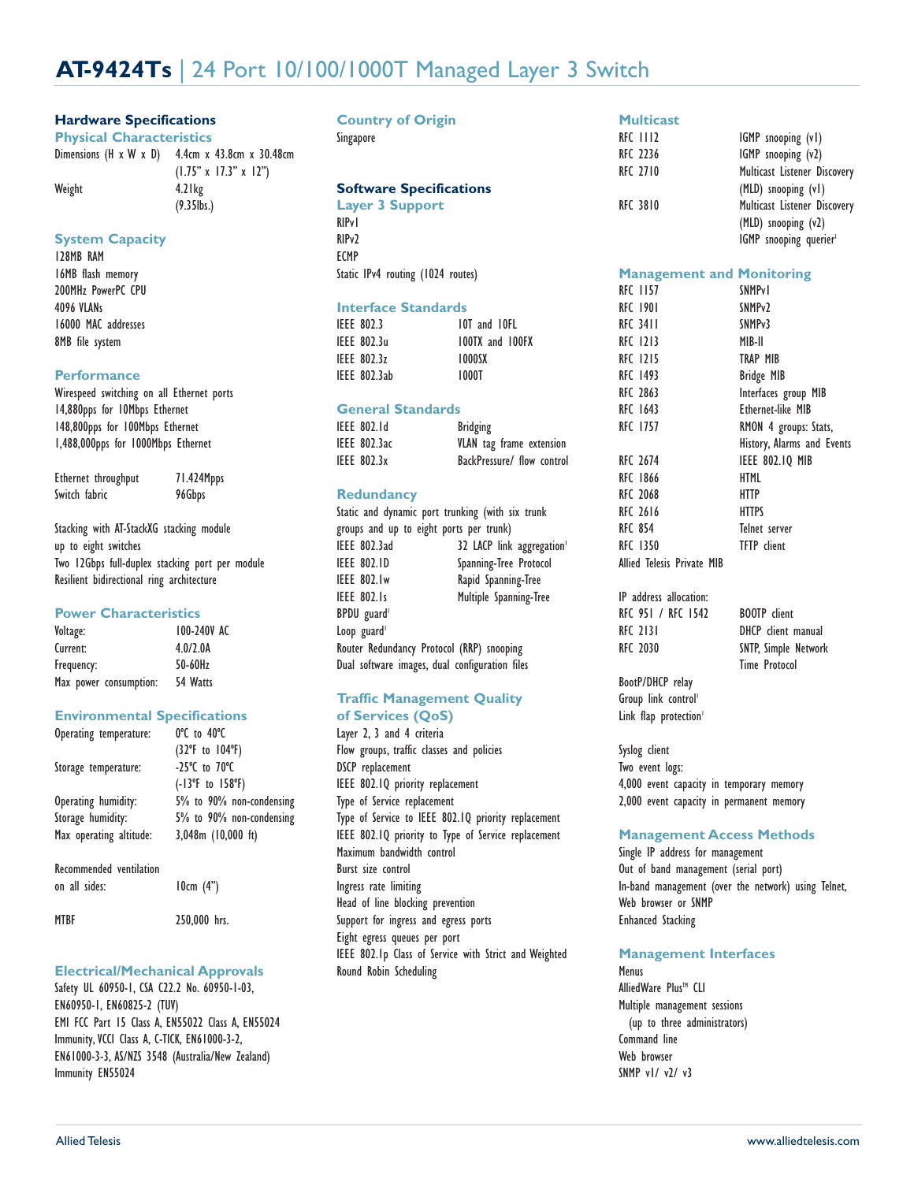# AT-9424Ts | 24 Port 10/100/1000T Managed Layer 3 Switch

## Hardware Specifications

### Physical Characteristics

| | |
|---|---|
| Dimensions (H x W x D) | 4.4cm x 43.8cm x 30.48cm (1.75" x 17.3" x 12") |
| Weight | 4.21kg (9.35lbs.) |

### System Capacity

128MB RAM
16MB flash memory
200MHz PowerPC CPU
4096 VLANs
16000 MAC addresses
8MB file system

### Performance

Wirespeed switching on all Ethernet ports
14,880pps for 10Mbps Ethernet
148,800pps for 100Mbps Ethernet
1,488,000pps for 1000Mbps Ethernet

| | |
|---|---|
| Ethernet throughput | 71.424Mpps |
| Switch fabric | 96Gbps |

Stacking with AT-StackXG stacking module up to eight switches
Two 12Gbps full-duplex stacking port per module
Resilient bidirectional ring architecture

### Power Characteristics

| | |
|---|---|
| Voltage: | 100-240V AC |
| Current: | 4.0/2.0A |
| Frequency: | 50-60Hz |
| Max power consumption: | 54 Watts |

### Environmental Specifications

| | |
|---|---|
| Operating temperature: | 0°C to 40°C (32°F to 104°F) |
| Storage temperature: | -25°C to 70°C (-13°F to 158°F) |
| Operating humidity: | 5% to 90% non-condensing |
| Storage humidity: | 5% to 90% non-condensing |
| Max operating altitude: | 3,048m (10,000 ft) |
| Recommended ventilation on all sides: | 10cm (4") |
| MTBF | 250,000 hrs. |

### Electrical/Mechanical Approvals

Safety UL 60950-1, CSA C22.2 No. 60950-1-03, EN60950-1, EN60825-2 (TUV)
EMI FCC Part 15 Class A, EN55022 Class A, EN55024 Immunity, VCCI Class A, C-TICK, EN61000-3-2, EN61000-3-3, AS/NZS 3548 (Australia/New Zealand)
Immunity EN55024

### Country of Origin

Singapore

## Software Specifications

### Layer 3 Support

RIPv1
RIPv2
ECMP
Static IPv4 routing (1024 routes)

### Interface Standards

| | |
|---|---|
| IEEE 802.3 | 10T and 10FL |
| IEEE 802.3u | 100TX and 100FX |
| IEEE 802.3z | 1000SX |
| IEEE 802.3ab | 1000T |

### General Standards

| | |
|---|---|
| IEEE 802.1d | Bridging |
| IEEE 802.3ac | VLAN tag frame extension |
| IEEE 802.3x | BackPressure/ flow control |

### Redundancy

Static and dynamic port trunking (with six trunk groups and up to eight ports per trunk)

| | |
|---|---|
| IEEE 802.3ad | 32 LACP link aggregation[1] |
| IEEE 802.1D | Spanning-Tree Protocol |
| IEEE 802.1w | Rapid Spanning-Tree |
| IEEE 802.1s | Multiple Spanning-Tree |

BPDU guard[1]
Loop guard[1]
Router Redundancy Protocol (RRP) snooping
Dual software images, dual configuration files

### Traffic Management Quality of Services (QoS)

Layer 2, 3 and 4 criteria
Flow groups, traffic classes and policies
DSCP replacement
IEEE 802.1Q priority replacement
Type of Service replacement
Type of Service to IEEE 802.1Q priority replacement
IEEE 802.1Q priority to Type of Service replacement
Maximum bandwidth control
Burst size control
Ingress rate limiting
Head of line blocking prevention
Support for ingress and egress ports
Eight egress queues per port
IEEE 802.1p Class of Service with Strict and Weighted Round Robin Scheduling

### Multicast

| | |
|---|---|
| RFC 1112 | IGMP snooping (v1) |
| RFC 2236 | IGMP snooping (v2) |
| RFC 2710 | Multicast Listener Discovery (MLD) snooping (v1) |
| RFC 3810 | Multicast Listener Discovery (MLD) snooping (v2) |
| | IGMP snooping querier[1] |

### Management and Monitoring

| | |
|---|---|
| RFC 1157 | SNMPv1 |
| RFC 1901 | SNMPv2 |
| RFC 3411 | SNMPv3 |
| RFC 1213 | MIB-II |
| RFC 1215 | TRAP MIB |
| RFC 1493 | Bridge MIB |
| RFC 2863 | Interfaces group MIB |
| RFC 1643 | Ethernet-like MIB |
| RFC 1757 | RMON 4 groups: Stats, History, Alarms and Events |
| RFC 2674 | IEEE 802.1Q MIB |
| RFC 1866 | HTML |
| RFC 2068 | HTTP |
| RFC 2616 | HTTPS |
| RFC 854 | Telnet server |
| RFC 1350 | TFTP client |

Allied Telesis Private MIB

IP address allocation:

| | |
|---|---|
| RFC 951 / RFC 1542 | BOOTP client |
| RFC 2131 | DHCP client manual |
| RFC 2030 | SNTP, Simple Network Time Protocol |

BootP/DHCP relay
Group link control[1]
Link flap protection[1]

Syslog client
Two event logs:
4,000 event capacity in temporary memory
2,000 event capacity in permanent memory

### Management Access Methods

Single IP address for management
Out of band management (serial port)
In-band management (over the network) using Telnet, Web browser or SNMP
Enhanced Stacking

### Management Interfaces

Menus
AlliedWare Plus™ CLI
Multiple management sessions (up to three administrators)
Command line
Web browser
SNMP v1/ v2/ v3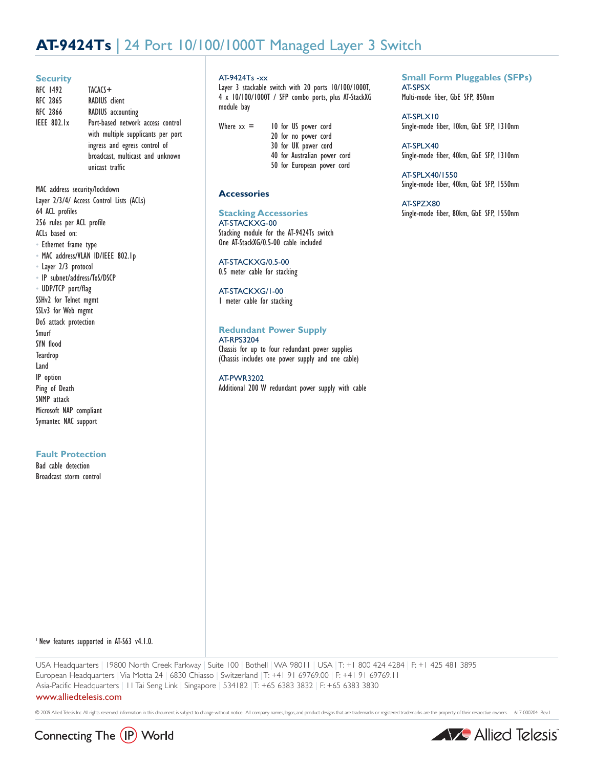# AT-9424Ts | 24 Port 10/100/1000T Managed Layer 3 Switch

### Security

| | |
|---|---|
| RFC 1492 | TACACS+ |
| RFC 2865 | RADIUS client |
| RFC 2866 | RADIUS accounting |
| IEEE 802.1x | Port-based network access control with multiple supplicants per port ingress and egress control of broadcast, multicast and unknown unicast traffic |

MAC address security/lockdown
Layer 2/3/4/ Access Control Lists (ACLs)
64 ACL profiles
256 rules per ACL profile
ACLs based on:

- Ethernet frame type
- MAC address/VLAN ID/IEEE 802.1p
- Layer 2/3 protocol
- IP subnet/address/ToS/DSCP
- UDP/TCP port/flag

SSHv2 for Telnet mgmt
SSLv3 for Web mgmt
DoS attack protection
Smurf
SYN flood
Teardrop
Land
IP option
Ping of Death
SNMP attack
Microsoft NAP compliant
Symantec NAC support

### Fault Protection

Bad cable detection
Broadcast storm control

[1] New features supported in AT-S63 v4.1.0.

AT-9424Ts -xx
Layer 3 stackable switch with 20 ports 10/100/1000T, 4 x 10/100/1000T / SFP combo ports, plus AT-StackXG module bay

Where xx =
10 for US power cord
20 for no power cord
30 for UK power cord
40 for Australian power cord
50 for European power cord

### Accessories

### Stacking Accessories

AT-STACKXG-00
Stacking module for the AT-9424Ts switch
One AT-StackXG/0.5-00 cable included

AT-STACKXG/0.5-00
0.5 meter cable for stacking

AT-STACKXG/1-00
1 meter cable for stacking

### Redundant Power Supply

AT-RPS3204
Chassis for up to four redundant power supplies
(Chassis includes one power supply and one cable)

AT-PWR3202
Additional 200 W redundant power supply with cable

### Small Form Pluggables (SFPs)

AT-SPSX
Multi-mode fiber, GbE SFP, 850nm

AT-SPLX10
Single-mode fiber, 10km, GbE SFP, 1310nm

AT-SPLX40
Single-mode fiber, 40km, GbE SFP, 1310nm

AT-SPLX40/1550
Single-mode fiber, 40km, GbE SFP, 1550nm

AT-SPZX80
Single-mode fiber, 80km, GbE SFP, 1550nm

USA Headquarters | 19800 North Creek Parkway | Suite 100 | Bothell | WA 98011 | USA | T: +1 800 424 4284 | F: +1 425 481 3895
European Headquarters | Via Motta 24 | 6830 Chiasso | Switzerland | T: +41 91 69769.00 | F: +41 91 69769.11
Asia-Pacific Headquarters | 11 Tai Seng Link | Singapore | 534182 | T: +65 6383 3832 | F: +65 6383 3830
www.alliedtelesis.com

© 2009 Allied Telesis Inc. All rights reserved. Information in this document is subject to change without notice. All company names, logos, and product designs that are trademarks or registered trademarks are the property of their respective owners. 617-000204 Rev. I

Connecting The IP World

Allied Telesis